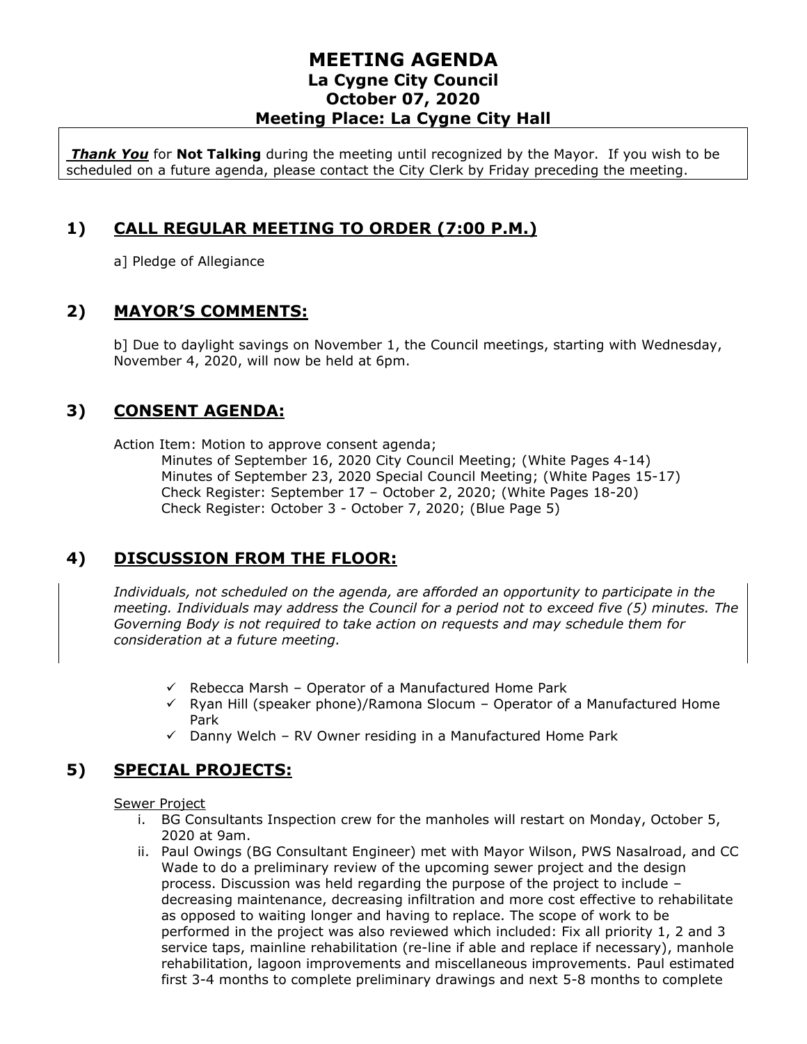# MEETING AGENDA
## La Cygne City Council
## October 07, 2020
## Meeting Place: La Cygne City Hall

***Thank You*** for **Not Talking** during the meeting until recognized by the Mayor. If you wish to be scheduled on a future agenda, please contact the City Clerk by Friday preceding the meeting.

## 1) CALL REGULAR MEETING TO ORDER (7:00 P.M.)

a] Pledge of Allegiance

## 2) MAYOR'S COMMENTS:

b] Due to daylight savings on November 1, the Council meetings, starting with Wednesday, November 4, 2020, will now be held at 6pm.

## 3) CONSENT AGENDA:

Action Item: Motion to approve consent agenda;

- Minutes of September 16, 2020 City Council Meeting; (White Pages 4-14)
- Minutes of September 23, 2020 Special Council Meeting; (White Pages 15-17)
- Check Register: September 17 – October 2, 2020; (White Pages 18-20)
- Check Register: October 3 - October 7, 2020; (Blue Page 5)

## 4) DISCUSSION FROM THE FLOOR:

*Individuals, not scheduled on the agenda, are afforded an opportunity to participate in the meeting. Individuals may address the Council for a period not to exceed five (5) minutes. The Governing Body is not required to take action on requests and may schedule them for consideration at a future meeting.*

- ✓ Rebecca Marsh – Operator of a Manufactured Home Park
- ✓ Ryan Hill (speaker phone)/Ramona Slocum – Operator of a Manufactured Home Park
- ✓ Danny Welch – RV Owner residing in a Manufactured Home Park

## 5) SPECIAL PROJECTS:

Sewer Project

i. BG Consultants Inspection crew for the manholes will restart on Monday, October 5, 2020 at 9am.

ii. Paul Owings (BG Consultant Engineer) met with Mayor Wilson, PWS Nasalroad, and CC Wade to do a preliminary review of the upcoming sewer project and the design process. Discussion was held regarding the purpose of the project to include – decreasing maintenance, decreasing infiltration and more cost effective to rehabilitate as opposed to waiting longer and having to replace. The scope of work to be performed in the project was also reviewed which included: Fix all priority 1, 2 and 3 service taps, mainline rehabilitation (re-line if able and replace if necessary), manhole rehabilitation, lagoon improvements and miscellaneous improvements. Paul estimated first 3-4 months to complete preliminary drawings and next 5-8 months to complete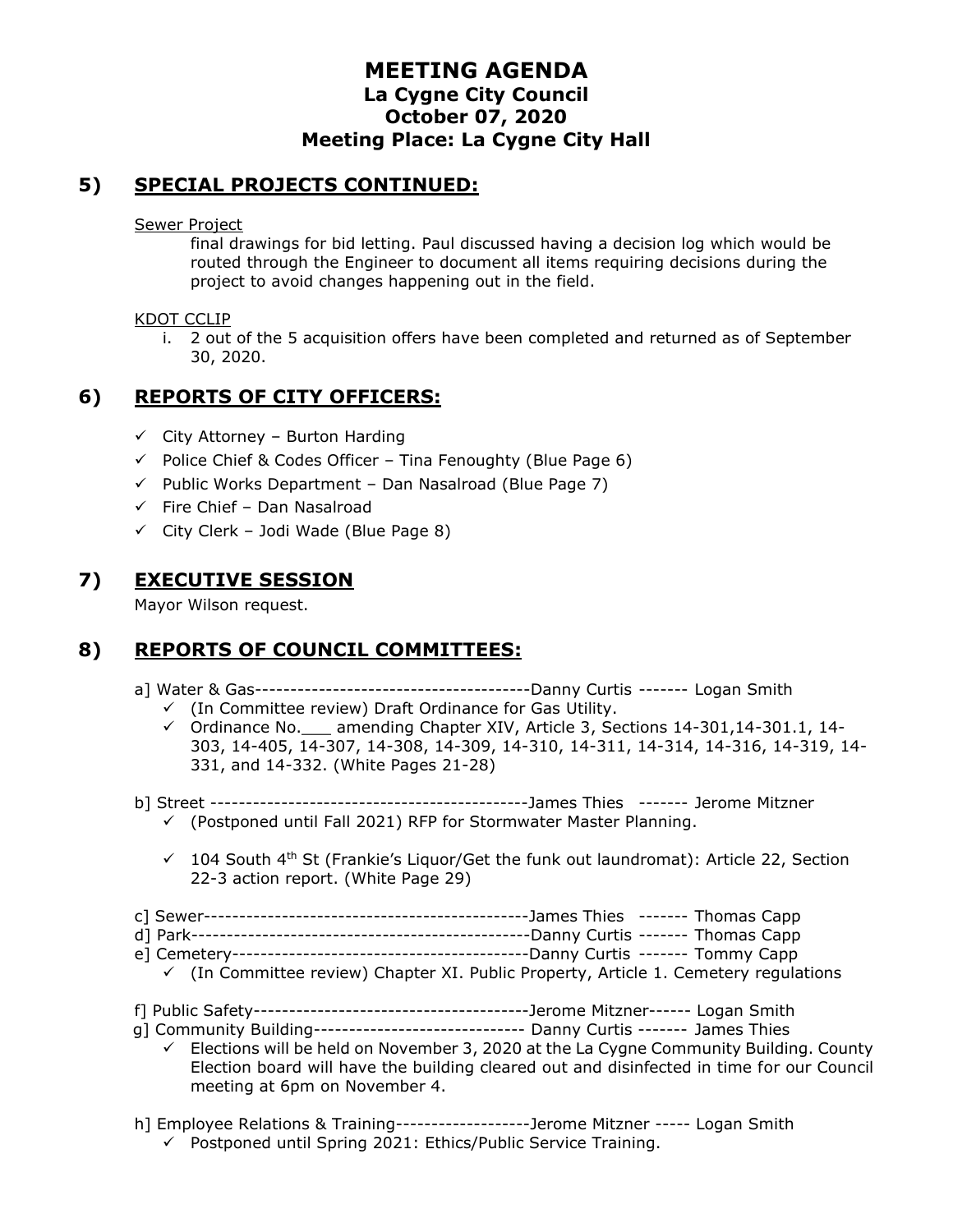# MEETING AGENDA
## La Cygne City Council
## October 07, 2020
## Meeting Place: La Cygne City Hall

## 5) SPECIAL PROJECTS CONTINUED:

Sewer Project

final drawings for bid letting. Paul discussed having a decision log which would be routed through the Engineer to document all items requiring decisions during the project to avoid changes happening out in the field.

KDOT CCLIP

i. 2 out of the 5 acquisition offers have been completed and returned as of September 30, 2020.

## 6) REPORTS OF CITY OFFICERS:

- ✓ City Attorney – Burton Harding
- ✓ Police Chief & Codes Officer – Tina Fenoughty (Blue Page 6)
- ✓ Public Works Department – Dan Nasalroad (Blue Page 7)
- ✓ Fire Chief – Dan Nasalroad
- ✓ City Clerk – Jodi Wade (Blue Page 8)

## 7) EXECUTIVE SESSION

Mayor Wilson request.

## 8) REPORTS OF COUNCIL COMMITTEES:

a] Water & Gas---------------------------------------Danny Curtis ------- Logan Smith
- ✓ (In Committee review) Draft Ordinance for Gas Utility.
- ✓ Ordinance No.___ amending Chapter XIV, Article 3, Sections 14-301,14-301.1, 14-303, 14-405, 14-307, 14-308, 14-309, 14-310, 14-311, 14-314, 14-316, 14-319, 14-331, and 14-332. (White Pages 21-28)

b] Street ---------------------------------------------James Thies ------- Jerome Mitzner
- ✓ (Postponed until Fall 2021) RFP for Stormwater Master Planning.
- ✓ 104 South 4th St (Frankie's Liquor/Get the funk out laundromat): Article 22, Section 22-3 action report. (White Page 29)

c] Sewer----------------------------------------------James Thies ------- Thomas Capp

d] Park------------------------------------------------Danny Curtis ------- Thomas Capp

e] Cemetery------------------------------------------Danny Curtis ------- Tommy Capp
- ✓ (In Committee review) Chapter XI. Public Property, Article 1. Cemetery regulations

f] Public Safety---------------------------------------Jerome Mitzner------ Logan Smith

g] Community Building------------------------------ Danny Curtis ------- James Thies
- ✓ Elections will be held on November 3, 2020 at the La Cygne Community Building. County Election board will have the building cleared out and disinfected in time for our Council meeting at 6pm on November 4.

h] Employee Relations & Training-------------------Jerome Mitzner ----- Logan Smith
- ✓ Postponed until Spring 2021: Ethics/Public Service Training.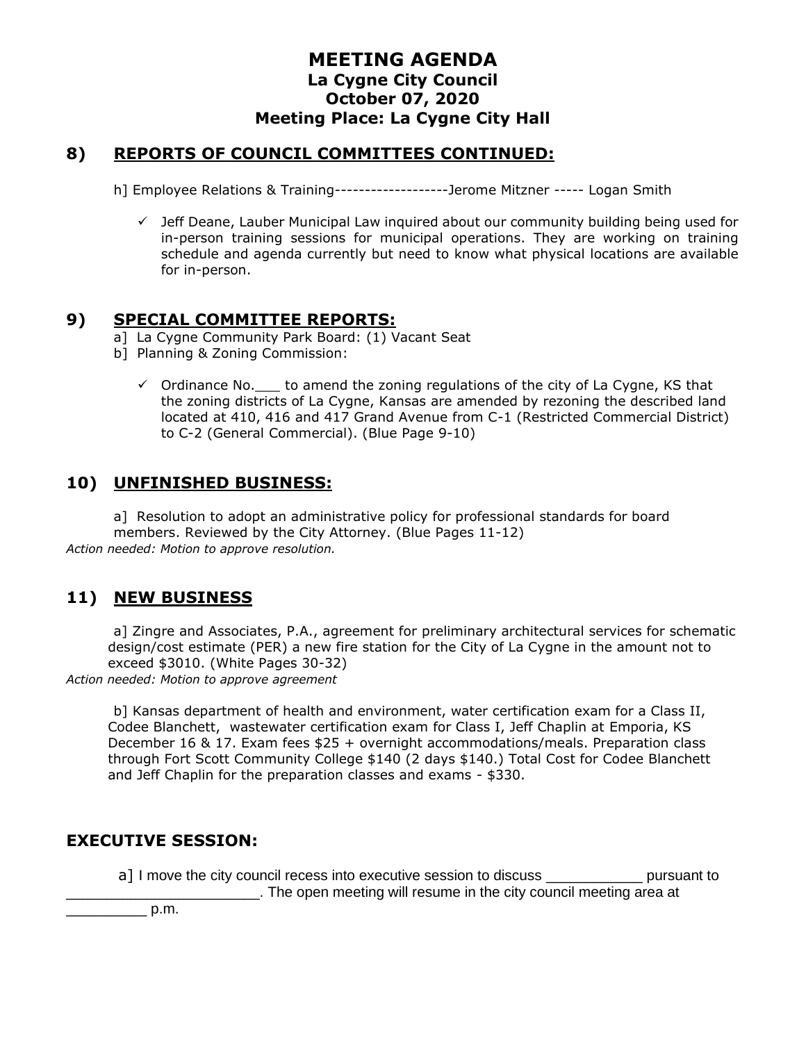# MEETING AGENDA
## La Cygne City Council
## October 07, 2020
## Meeting Place: La Cygne City Hall

## 8) REPORTS OF COUNCIL COMMITTEES CONTINUED:

h] Employee Relations & Training-------------------Jerome Mitzner ----- Logan Smith

- ✓ Jeff Deane, Lauber Municipal Law inquired about our community building being used for in-person training sessions for municipal operations. They are working on training schedule and agenda currently but need to know what physical locations are available for in-person.

## 9) SPECIAL COMMITTEE REPORTS:

a] La Cygne Community Park Board: (1) Vacant Seat

b] Planning & Zoning Commission:

- ✓ Ordinance No.___ to amend the zoning regulations of the city of La Cygne, KS that the zoning districts of La Cygne, Kansas are amended by rezoning the described land located at 410, 416 and 417 Grand Avenue from C-1 (Restricted Commercial District) to C-2 (General Commercial). (Blue Page 9-10)

## 10) UNFINISHED BUSINESS:

a] Resolution to adopt an administrative policy for professional standards for board members. Reviewed by the City Attorney. (Blue Pages 11-12)

*Action needed: Motion to approve resolution.*

## 11) NEW BUSINESS

a] Zingre and Associates, P.A., agreement for preliminary architectural services for schematic design/cost estimate (PER) a new fire station for the City of La Cygne in the amount not to exceed $3010. (White Pages 30-32)

*Action needed: Motion to approve agreement*

b] Kansas department of health and environment, water certification exam for a Class II, Codee Blanchett, wastewater certification exam for Class I, Jeff Chaplin at Emporia, KS December 16 & 17. Exam fees $25 + overnight accommodations/meals. Preparation class through Fort Scott Community College $140 (2 days $140.) Total Cost for Codee Blanchett and Jeff Chaplin for the preparation classes and exams - $330.

## EXECUTIVE SESSION:

a] I move the city council recess into executive session to discuss ___________ pursuant to _______________________. The open meeting will resume in the city council meeting area at _________ p.m.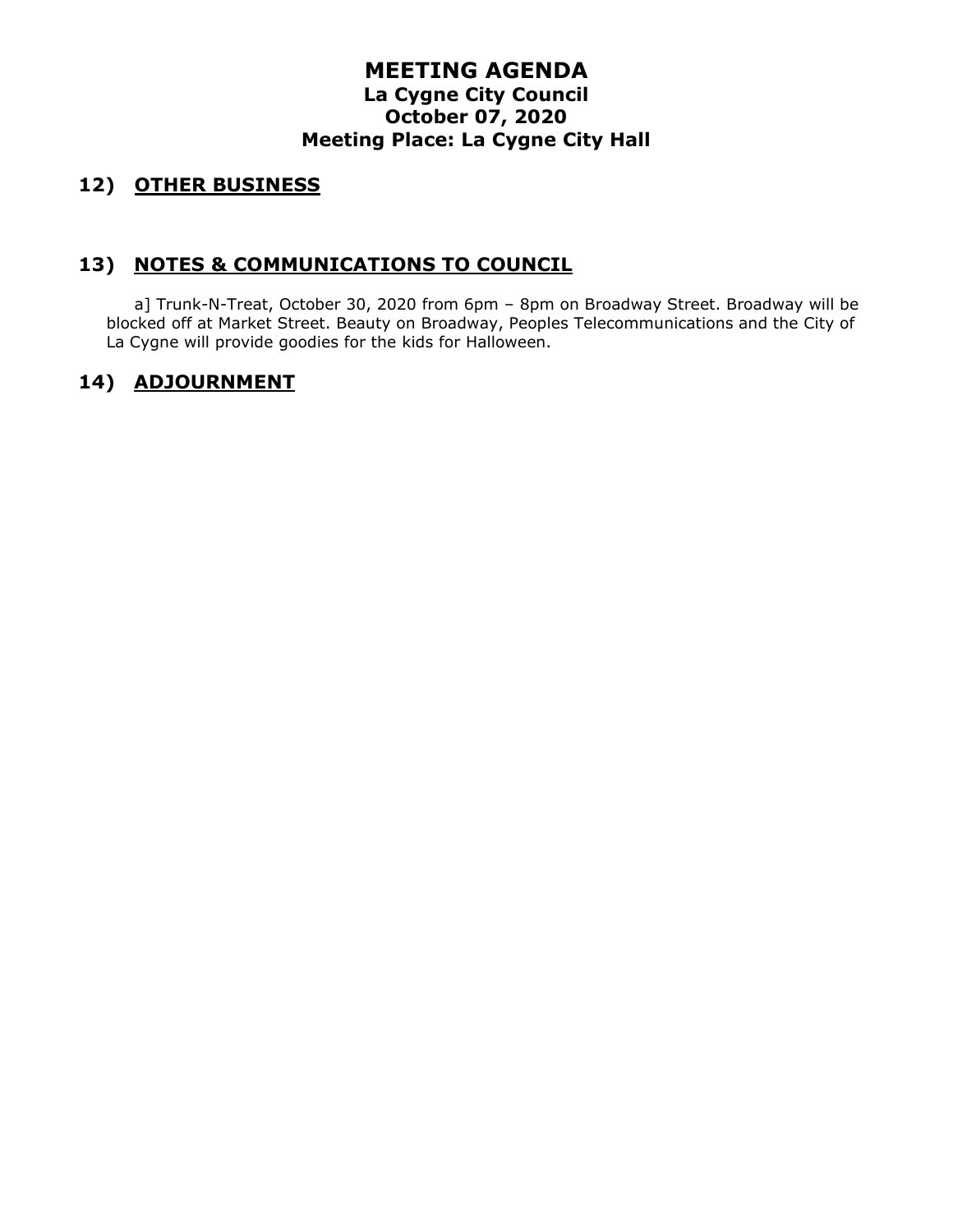# MEETING AGENDA

## La Cygne City Council
## October 07, 2020
## Meeting Place: La Cygne City Hall

## 12) OTHER BUSINESS

## 13) NOTES & COMMUNICATIONS TO COUNCIL

a] Trunk-N-Treat, October 30, 2020 from 6pm – 8pm on Broadway Street. Broadway will be blocked off at Market Street. Beauty on Broadway, Peoples Telecommunications and the City of La Cygne will provide goodies for the kids for Halloween.

## 14) ADJOURNMENT